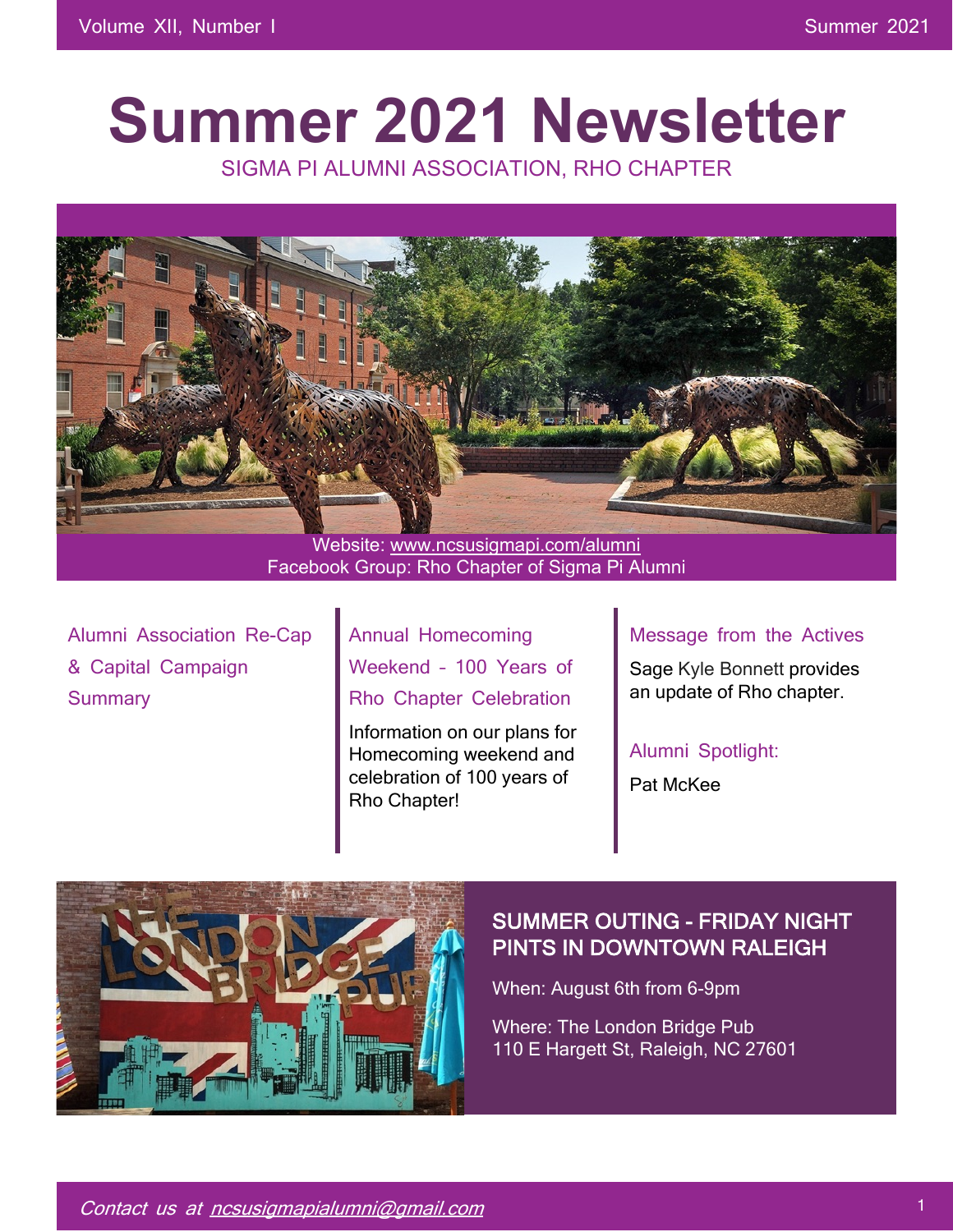# Summer 2021 Newsletter

SIGMA PI ALUMNI ASSOCIATION, RHO CHAPTER

Website: www.ncsusigmapi.com/alumni
Facebook Group: Rho Chapter of Sigma Pi Alumni

### Alumni Association Re-Cap & Capital Campaign Summary

### Annual Homecoming Weekend – 100 Years of Rho Chapter Celebration

Information on our plans for Homecoming weekend and celebration of 100 years of Rho Chapter!

### Message from the Actives

Sage Kyle Bonnett provides an update of Rho chapter.

### Alumni Spotlight:

Pat McKee

## SUMMER OUTING - FRIDAY NIGHT PINTS IN DOWNTOWN RALEIGH

When: August 6th from 6-9pm

Where: The London Bridge Pub
110 E Hargett St, Raleigh, NC 27601

*Contact us at ncsusigmapialumni@gmail.com*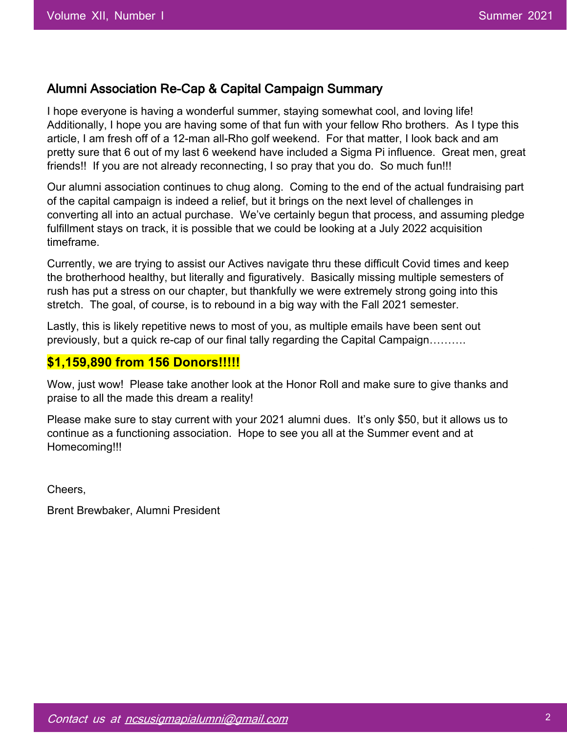## Alumni Association Re-Cap & Capital Campaign Summary

I hope everyone is having a wonderful summer, staying somewhat cool, and loving life! Additionally, I hope you are having some of that fun with your fellow Rho brothers. As I type this article, I am fresh off of a 12-man all-Rho golf weekend. For that matter, I look back and am pretty sure that 6 out of my last 6 weekend have included a Sigma Pi influence. Great men, great friends!! If you are not already reconnecting, I so pray that you do. So much fun!!!

Our alumni association continues to chug along. Coming to the end of the actual fundraising part of the capital campaign is indeed a relief, but it brings on the next level of challenges in converting all into an actual purchase. We've certainly begun that process, and assuming pledge fulfillment stays on track, it is possible that we could be looking at a July 2022 acquisition timeframe.

Currently, we are trying to assist our Actives navigate thru these difficult Covid times and keep the brotherhood healthy, but literally and figuratively. Basically missing multiple semesters of rush has put a stress on our chapter, but thankfully we were extremely strong going into this stretch. The goal, of course, is to rebound in a big way with the Fall 2021 semester.

Lastly, this is likely repetitive news to most of you, as multiple emails have been sent out previously, but a quick re-cap of our final tally regarding the Capital Campaign……….

**$1,159,890 from 156 Donors!!!!!**

Wow, just wow! Please take another look at the Honor Roll and make sure to give thanks and praise to all the made this dream a reality!

Please make sure to stay current with your 2021 alumni dues. It's only $50, but it allows us to continue as a functioning association. Hope to see you all at the Summer event and at Homecoming!!!

Cheers,

Brent Brewbaker, Alumni President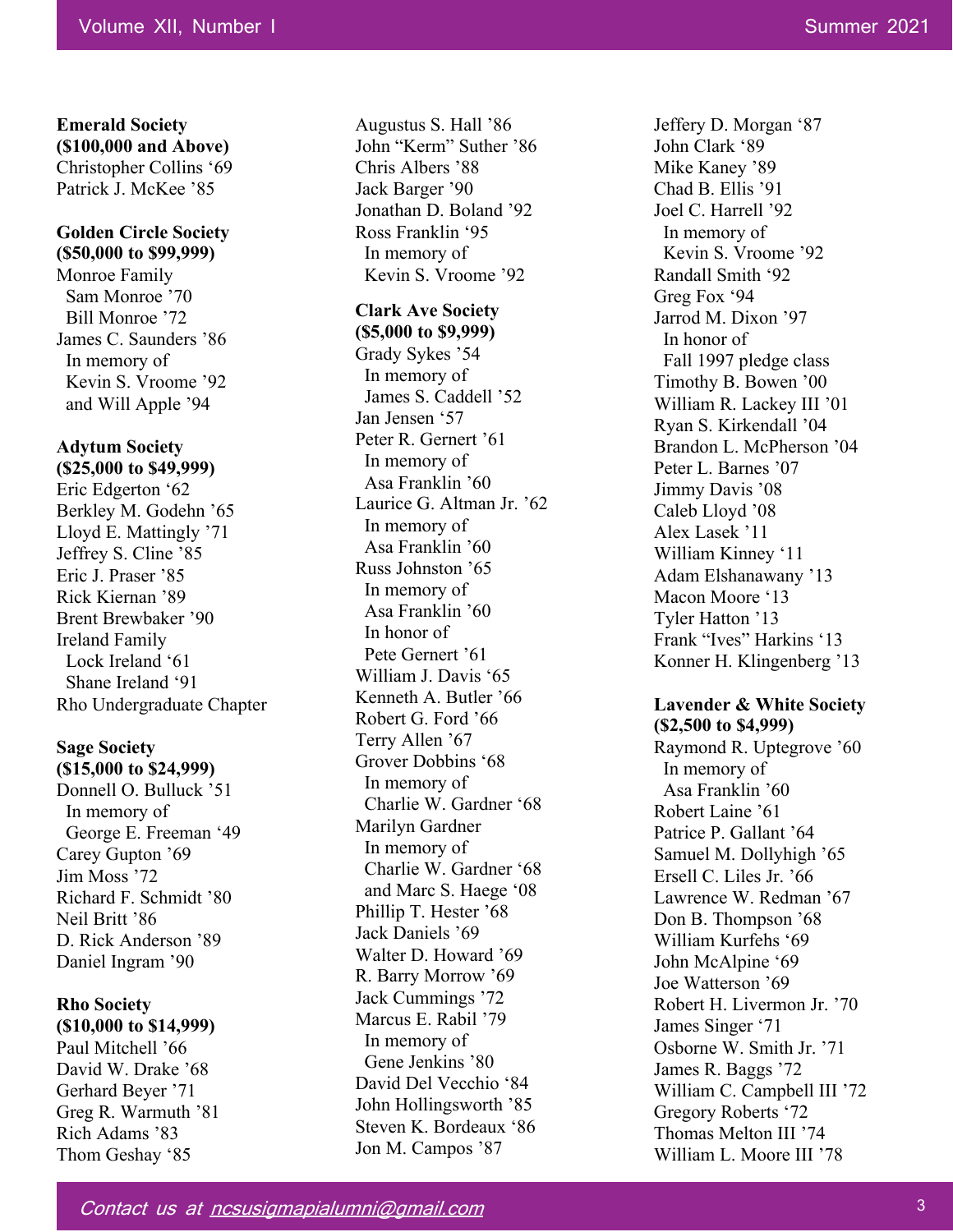**Emerald Society**
**($100,000 and Above)**
Christopher Collins ‘69
Patrick J. McKee ’85

**Golden Circle Society**
**($50,000 to $99,999)**
Monroe Family
  Sam Monroe ’70
  Bill Monroe ’72
James C. Saunders ’86
  In memory of
  Kevin S. Vroome ’92
  and Will Apple ’94

**Adytum Society**
**($25,000 to $49,999)**
Eric Edgerton ‘62
Berkley M. Godehn ’65
Lloyd E. Mattingly ’71
Jeffrey S. Cline ’85
Eric J. Praser ’85
Rick Kiernan ’89
Brent Brewbaker ’90
Ireland Family
  Lock Ireland ‘61
  Shane Ireland ‘91
Rho Undergraduate Chapter

**Sage Society**
**($15,000 to $24,999)**
Donnell O. Bulluck ’51
  In memory of
  George E. Freeman ‘49
Carey Gupton ’69
Jim Moss ’72
Richard F. Schmidt ’80
Neil Britt ’86
D. Rick Anderson ’89
Daniel Ingram ’90

**Rho Society**
**($10,000 to $14,999)**
Paul Mitchell ’66
David W. Drake ’68
Gerhard Beyer ’71
Greg R. Warmuth ’81
Rich Adams ’83
Thom Geshay ‘85
Augustus S. Hall ’86
John “Kerm” Suther ’86
Chris Albers ’88
Jack Barger ’90
Jonathan D. Boland ’92
Ross Franklin ‘95
  In memory of
  Kevin S. Vroome ’92

**Clark Ave Society**
**($5,000 to $9,999)**
Grady Sykes ’54
  In memory of
  James S. Caddell ’52
Jan Jensen ’57
Peter R. Gernert ’61
  In memory of
  Asa Franklin ’60
Laurice G. Altman Jr. ’62
  In memory of
  Asa Franklin ’60
Russ Johnston ’65
  In memory of
  Asa Franklin ’60
  In honor of
  Pete Gernert ’61
William J. Davis ‘65
Kenneth A. Butler ’66
Robert G. Ford ’66
Terry Allen ’67
Grover Dobbins ‘68
  In memory of
  Charlie W. Gardner ‘68
Marilyn Gardner
  In memory of
  Charlie W. Gardner ‘68
  and Marc S. Haege ‘08
Phillip T. Hester ’68
Jack Daniels ’69
Walter D. Howard ’69
R. Barry Morrow ’69
Jack Cummings ’72
Marcus E. Rabil ’79
  In memory of
  Gene Jenkins ’80
David Del Vecchio ‘84
John Hollingsworth ’85
Steven K. Bordeaux ‘86
Jon M. Campos ’87
Jeffery D. Morgan ‘87
John Clark ‘89
Mike Kaney ’89
Chad B. Ellis ’91
Joel C. Harrell ’92
  In memory of
  Kevin S. Vroome ’92
Randall Smith ‘92
Greg Fox ‘94
Jarrod M. Dixon ’97
  In honor of
  Fall 1997 pledge class
Timothy B. Bowen ’00
William R. Lackey III ’01
Ryan S. Kirkendall ’04
Brandon L. McPherson ’04
Peter L. Barnes ’07
Jimmy Davis ’08
Caleb Lloyd ’08
Alex Lasek ’11
William Kinney ‘11
Adam Elshanawany ’13
Macon Moore ‘13
Tyler Hatton ’13
Frank “Ives” Harkins ‘13
Konner H. Klingenberg ’13

**Lavender & White Society**
**($2,500 to $4,999)**
Raymond R. Uptegrove ’60
  In memory of
  Asa Franklin ’60
Robert Laine ’61
Patrice P. Gallant ’64
Samuel M. Dollyhigh ’65
Ersell C. Liles Jr. ’66
Lawrence W. Redman ’67
Don B. Thompson ’68
William Kurfehs ‘69
John McAlpine ‘69
Joe Watterson ’69
Robert H. Livermon Jr. ’70
James Singer ‘71
Osborne W. Smith Jr. ’71
James R. Baggs ’72
William C. Campbell III ’72
Gregory Roberts ‘72
Thomas Melton III ’74
William L. Moore III ’78

*Contact us at ncsusigmapialumni@gmail.com*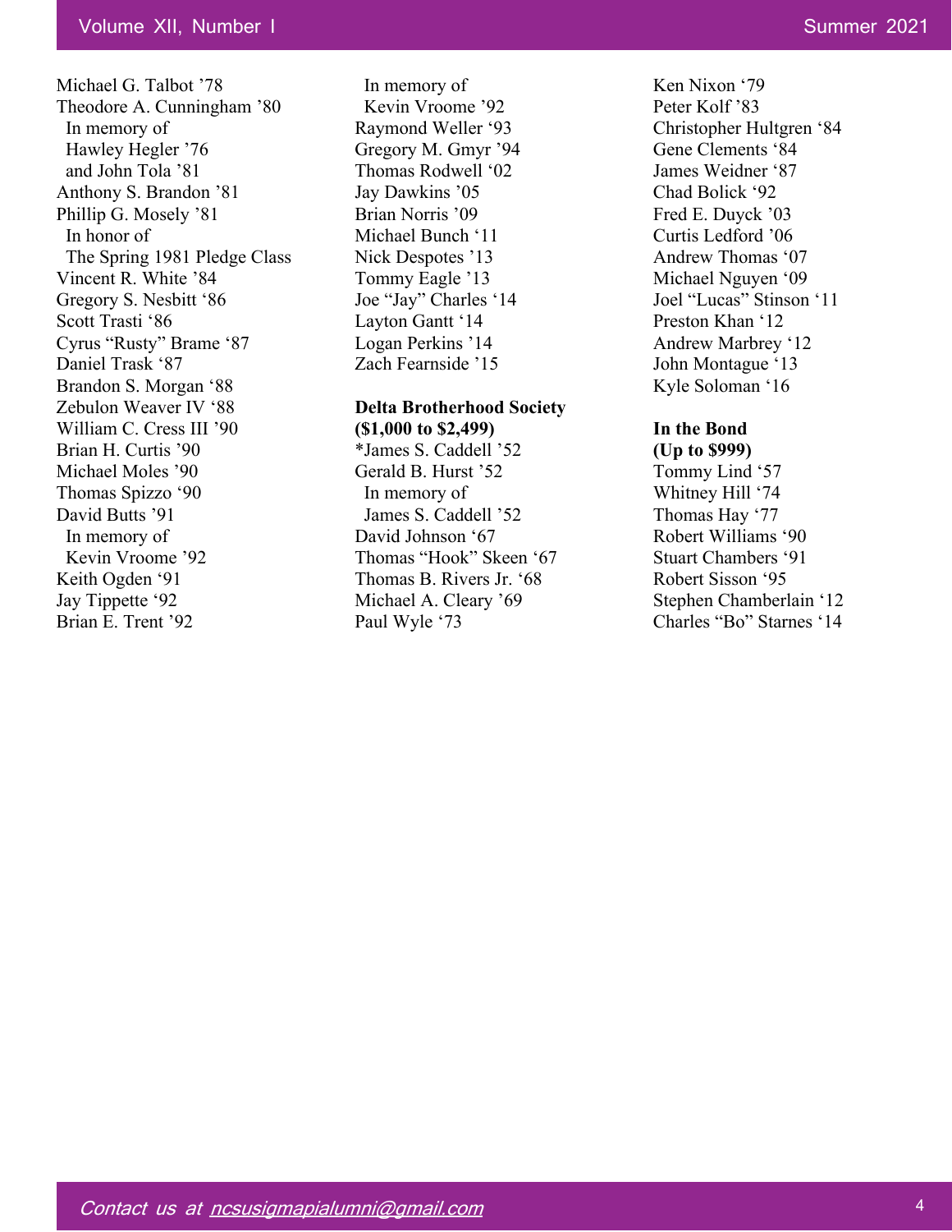Michael G. Talbot '78
Theodore A. Cunningham '80
  In memory of
  Hawley Hegler '76
  and John Tola '81
Anthony S. Brandon '81
Phillip G. Mosely '81
  In honor of
  The Spring 1981 Pledge Class
Vincent R. White '84
Gregory S. Nesbitt '86
Scott Trasti '86
Cyrus "Rusty" Brame '87
Daniel Trask '87
Brandon S. Morgan '88
Zebulon Weaver IV '88
William C. Cress III '90
Brian H. Curtis '90
Michael Moles '90
Thomas Spizzo '90
David Butts '91
  In memory of
  Kevin Vroome '92
Keith Ogden '91
Jay Tippette '92
Brian E. Trent '92
  In memory of
  Kevin Vroome '92
Raymond Weller '93
Gregory M. Gmyr '94
Thomas Rodwell '02
Jay Dawkins '05
Brian Norris '09
Michael Bunch '11
Nick Despotes '13
Tommy Eagle '13
Joe "Jay" Charles '14
Layton Gantt '14
Logan Perkins '14
Zach Fearnside '15

**Delta Brotherhood Society**
**($1,000 to $2,499)**

*James S. Caddell '52
Gerald B. Hurst '52
  In memory of
  James S. Caddell '52
David Johnson '67
Thomas "Hook" Skeen '67
Thomas B. Rivers Jr. '68
Michael A. Cleary '69
Paul Wyle '73
Ken Nixon '79
Peter Kolf '83
Christopher Hultgren '84
Gene Clements '84
James Weidner '87
Chad Bolick '92
Fred E. Duyck '03
Curtis Ledford '06
Andrew Thomas '07
Michael Nguyen '09
Joel "Lucas" Stinson '11
Preston Khan '12
Andrew Marbrey '12
John Montague '13
Kyle Soloman '16

**In the Bond**
**(Up to $999)**

Tommy Lind '57
Whitney Hill '74
Thomas Hay '77
Robert Williams '90
Stuart Chambers '91
Robert Sisson '95
Stephen Chamberlain '12
Charles "Bo" Starnes '14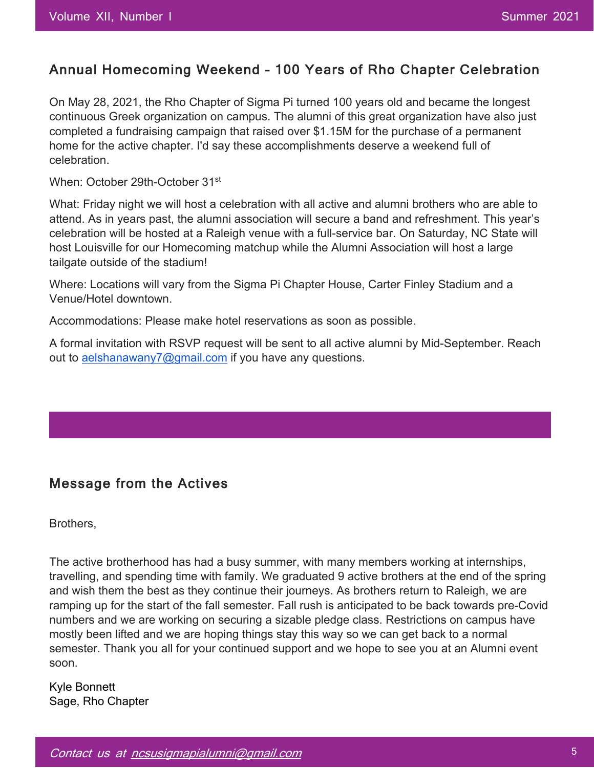## Annual Homecoming Weekend - 100 Years of Rho Chapter Celebration

On May 28, 2021, the Rho Chapter of Sigma Pi turned 100 years old and became the longest continuous Greek organization on campus. The alumni of this great organization have also just completed a fundraising campaign that raised over $1.15M for the purchase of a permanent home for the active chapter. I'd say these accomplishments deserve a weekend full of celebration.

When: October 29th-October 31st

What: Friday night we will host a celebration with all active and alumni brothers who are able to attend. As in years past, the alumni association will secure a band and refreshment. This year's celebration will be hosted at a Raleigh venue with a full-service bar. On Saturday, NC State will host Louisville for our Homecoming matchup while the Alumni Association will host a large tailgate outside of the stadium!

Where: Locations will vary from the Sigma Pi Chapter House, Carter Finley Stadium and a Venue/Hotel downtown.

Accommodations: Please make hotel reservations as soon as possible.

A formal invitation with RSVP request will be sent to all active alumni by Mid-September. Reach out to aelshanawany7@gmail.com if you have any questions.

## Message from the Actives

Brothers,

The active brotherhood has had a busy summer, with many members working at internships, travelling, and spending time with family. We graduated 9 active brothers at the end of the spring and wish them the best as they continue their journeys. As brothers return to Raleigh, we are ramping up for the start of the fall semester. Fall rush is anticipated to be back towards pre-Covid numbers and we are working on securing a sizable pledge class. Restrictions on campus have mostly been lifted and we are hoping things stay this way so we can get back to a normal semester. Thank you all for your continued support and we hope to see you at an Alumni event soon.

Kyle Bonnett
Sage, Rho Chapter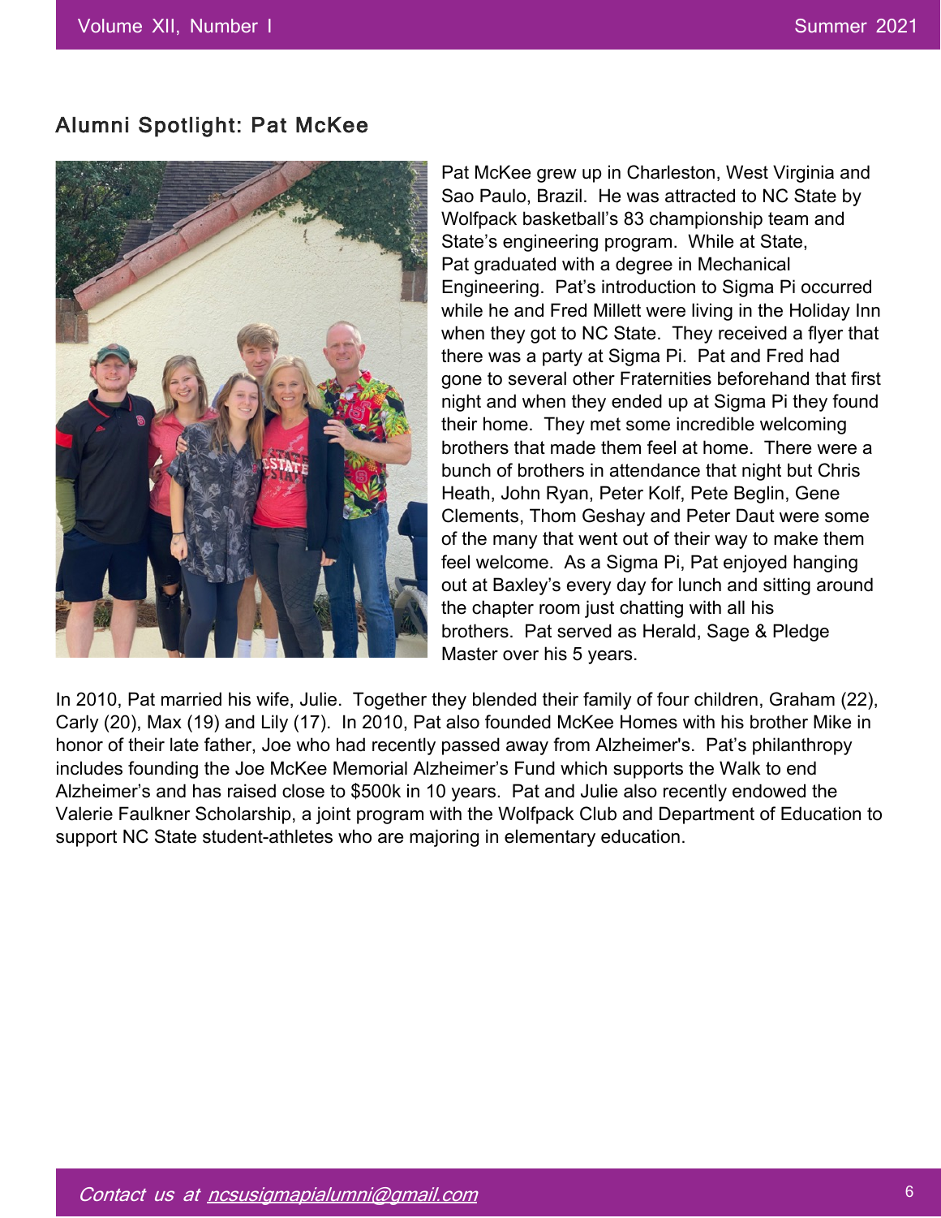## Alumni Spotlight: Pat McKee

Pat McKee grew up in Charleston, West Virginia and Sao Paulo, Brazil. He was attracted to NC State by Wolfpack basketball's 83 championship team and State's engineering program. While at State, Pat graduated with a degree in Mechanical Engineering. Pat's introduction to Sigma Pi occurred while he and Fred Millett were living in the Holiday Inn when they got to NC State. They received a flyer that there was a party at Sigma Pi. Pat and Fred had gone to several other Fraternities beforehand that first night and when they ended up at Sigma Pi they found their home. They met some incredible welcoming brothers that made them feel at home. There were a bunch of brothers in attendance that night but Chris Heath, John Ryan, Peter Kolf, Pete Beglin, Gene Clements, Thom Geshay and Peter Daut were some of the many that went out of their way to make them feel welcome. As a Sigma Pi, Pat enjoyed hanging out at Baxley's every day for lunch and sitting around the chapter room just chatting with all his brothers. Pat served as Herald, Sage & Pledge Master over his 5 years.

In 2010, Pat married his wife, Julie. Together they blended their family of four children, Graham (22), Carly (20), Max (19) and Lily (17). In 2010, Pat also founded McKee Homes with his brother Mike in honor of their late father, Joe who had recently passed away from Alzheimer's. Pat's philanthropy includes founding the Joe McKee Memorial Alzheimer's Fund which supports the Walk to end Alzheimer's and has raised close to $500k in 10 years. Pat and Julie also recently endowed the Valerie Faulkner Scholarship, a joint program with the Wolfpack Club and Department of Education to support NC State student-athletes who are majoring in elementary education.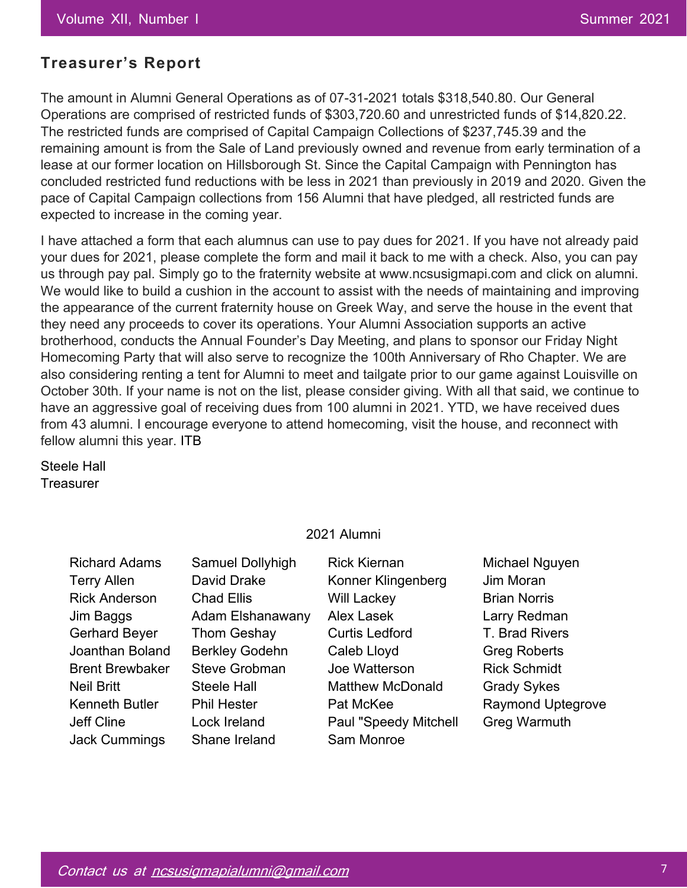## Treasurer's Report

The amount in Alumni General Operations as of 07-31-2021 totals $318,540.80. Our General Operations are comprised of restricted funds of $303,720.60 and unrestricted funds of $14,820.22. The restricted funds are comprised of Capital Campaign Collections of $237,745.39 and the remaining amount is from the Sale of Land previously owned and revenue from early termination of a lease at our former location on Hillsborough St. Since the Capital Campaign with Pennington has concluded restricted fund reductions with be less in 2021 than previously in 2019 and 2020. Given the pace of Capital Campaign collections from 156 Alumni that have pledged, all restricted funds are expected to increase in the coming year.

I have attached a form that each alumnus can use to pay dues for 2021. If you have not already paid your dues for 2021, please complete the form and mail it back to me with a check. Also, you can pay us through pay pal. Simply go to the fraternity website at www.ncsusigmapi.com and click on alumni. We would like to build a cushion in the account to assist with the needs of maintaining and improving the appearance of the current fraternity house on Greek Way, and serve the house in the event that they need any proceeds to cover its operations. Your Alumni Association supports an active brotherhood, conducts the Annual Founder's Day Meeting, and plans to sponsor our Friday Night Homecoming Party that will also serve to recognize the 100th Anniversary of Rho Chapter. We are also considering renting a tent for Alumni to meet and tailgate prior to our game against Louisville on October 30th. If your name is not on the list, please consider giving. With all that said, we continue to have an aggressive goal of receiving dues from 100 alumni in 2021. YTD, we have received dues from 43 alumni. I encourage everyone to attend homecoming, visit the house, and reconnect with fellow alumni this year. ITB

Steele Hall
Treasurer

### 2021 Alumni

- Richard Adams
- Terry Allen
- Rick Anderson
- Jim Baggs
- Gerhard Beyer
- Joanthan Boland
- Brent Brewbaker
- Neil Britt
- Kenneth Butler
- Jeff Cline
- Jack Cummings
- Samuel Dollyhigh
- David Drake
- Chad Ellis
- Adam Elshanawany
- Thom Geshay
- Berkley Godehn
- Steve Grobman
- Steele Hall
- Phil Hester
- Lock Ireland
- Shane Ireland
- Rick Kiernan
- Konner Klingenberg
- Will Lackey
- Alex Lasek
- Curtis Ledford
- Caleb Lloyd
- Joe Watterson
- Matthew McDonald
- Pat McKee
- Paul "Speedy Mitchell
- Sam Monroe
- Michael Nguyen
- Jim Moran
- Brian Norris
- Larry Redman
- T. Brad Rivers
- Greg Roberts
- Rick Schmidt
- Grady Sykes
- Raymond Uptegrove
- Greg Warmuth

*Contact us at ncsusigmapialumni@gmail.com*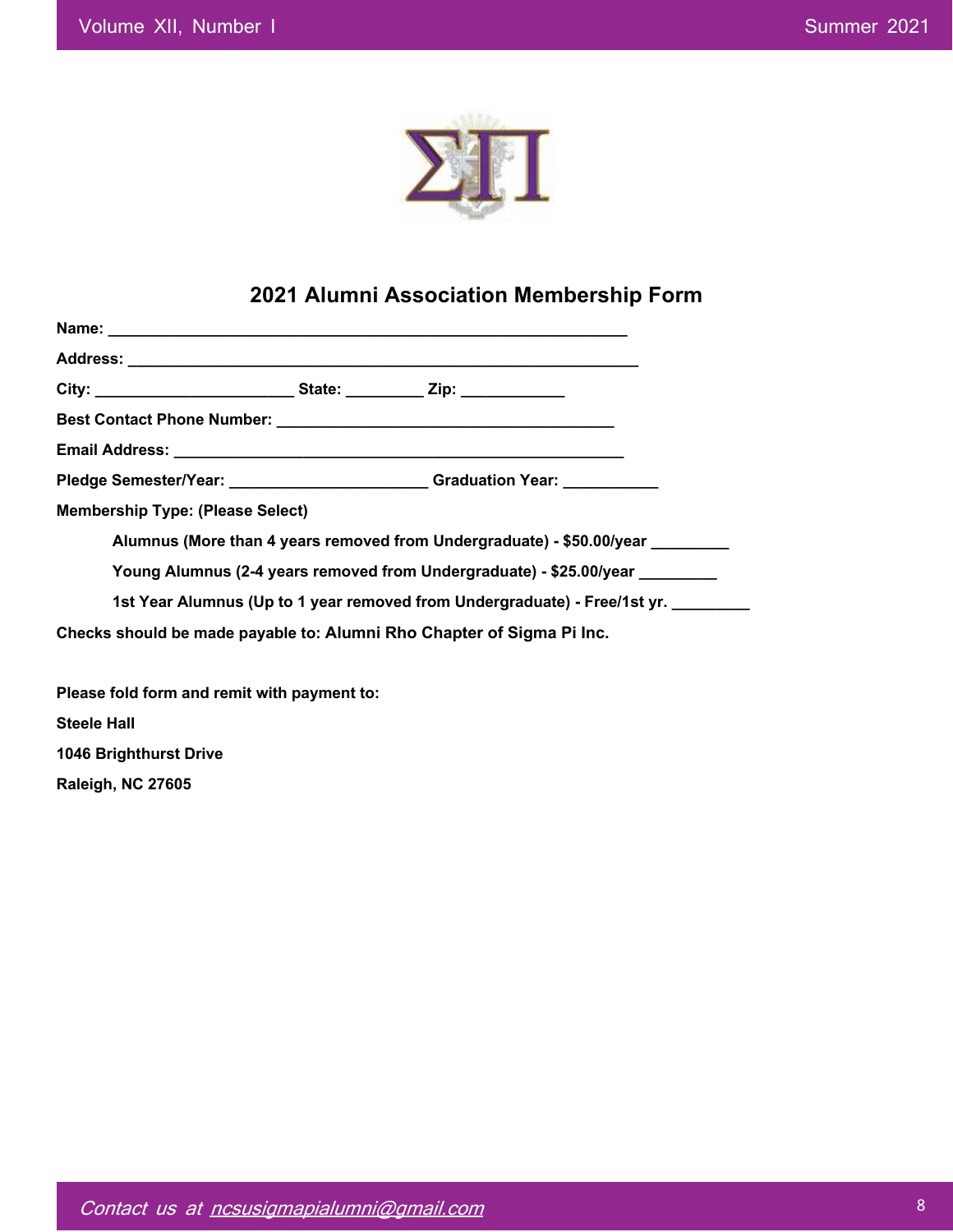## 2021 Alumni Association Membership Form

**Name: \_\_\_\_\_\_\_\_\_\_\_\_\_\_\_\_\_\_\_\_\_\_\_\_\_\_\_\_\_\_\_\_\_\_\_\_\_\_\_\_\_\_\_\_\_\_\_\_\_\_\_\_\_\_\_\_\_\_\_\_**

**Address: \_\_\_\_\_\_\_\_\_\_\_\_\_\_\_\_\_\_\_\_\_\_\_\_\_\_\_\_\_\_\_\_\_\_\_\_\_\_\_\_\_\_\_\_\_\_\_\_\_\_\_\_\_\_\_\_\_\_\_\_**

**City: \_\_\_\_\_\_\_\_\_\_\_\_\_\_\_\_\_\_\_\_\_\_\_ State: \_\_\_\_\_\_\_\_\_ Zip: \_\_\_\_\_\_\_\_\_\_\_\_**

**Best Contact Phone Number: \_\_\_\_\_\_\_\_\_\_\_\_\_\_\_\_\_\_\_\_\_\_\_\_\_\_\_\_\_\_\_\_\_\_\_\_\_\_\_\_**

**Email Address: \_\_\_\_\_\_\_\_\_\_\_\_\_\_\_\_\_\_\_\_\_\_\_\_\_\_\_\_\_\_\_\_\_\_\_\_\_\_\_\_\_\_\_\_\_\_\_\_\_\_\_\_\_**

**Pledge Semester/Year: \_\_\_\_\_\_\_\_\_\_\_\_\_\_\_\_\_\_\_\_\_\_\_ Graduation Year: \_\_\_\_\_\_\_\_\_\_\_**

**Membership Type: (Please Select)**

- **Alumnus (More than 4 years removed from Undergraduate) - $50.00/year \_\_\_\_\_\_\_\_\_**
- **Young Alumnus (2-4 years removed from Undergraduate) - $25.00/year \_\_\_\_\_\_\_\_\_**
- **1st Year Alumnus (Up to 1 year removed from Undergraduate) - Free/1st yr. \_\_\_\_\_\_\_\_\_**

**Checks should be made payable to: Alumni Rho Chapter of Sigma Pi Inc.**

**Please fold form and remit with payment to:**

**Steele Hall**

**1046 Brighthurst Drive**

**Raleigh, NC 27605**

*Contact us at ncsusigmapialumni@gmail.com*